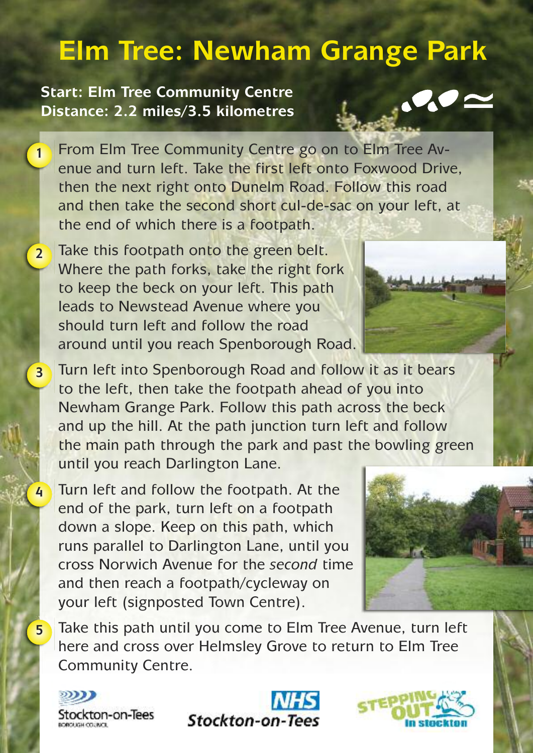# Elm Tree: Newham Grange Park

**Start: Elm Tree Community Centre**
**Distance: 2.2 miles/3.5 kilometres**

1. From Elm Tree Community Centre go on to Elm Tree Avenue and turn left. Take the first left onto Foxwood Drive, then the next right onto Dunelm Road. Follow this road and then take the second short cul-de-sac on your left, at the end of which there is a footpath.

2. Take this footpath onto the green belt. Where the path forks, take the right fork to keep the beck on your left. This path leads to Newstead Avenue where you should turn left and follow the road around until you reach Spenborough Road.

3. Turn left into Spenborough Road and follow it as it bears to the left, then take the footpath ahead of you into Newham Grange Park. Follow this path across the beck and up the hill. At the path junction turn left and follow the main path through the park and past the bowling green until you reach Darlington Lane.

4. Turn left and follow the footpath. At the end of the park, turn left on a footpath down a slope. Keep on this path, which runs parallel to Darlington Lane, until you cross Norwich Avenue for the *second* time and then reach a footpath/cycleway on your left (signposted Town Centre).

5. Take this path until you come to Elm Tree Avenue, turn left here and cross over Helmsley Grove to return to Elm Tree Community Centre.

Stockton-on-Tees Borough Council | NHS Stockton-on-Tees | Stepping Out in Stockton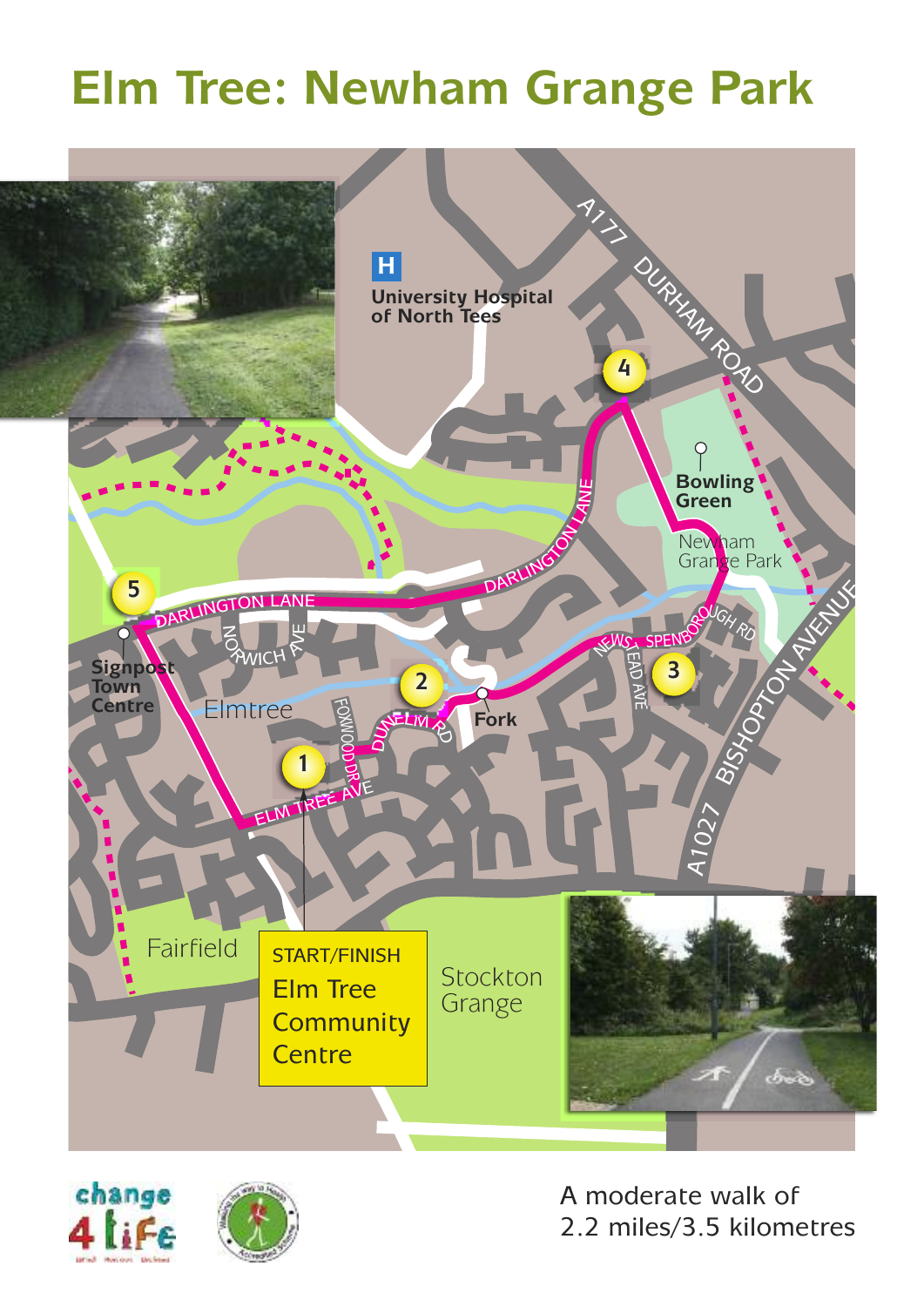# Elm Tree: Newham Grange Park

START/FINISH
Elm Tree Community Centre

University Hospital of North Tees

A177 DURHAM ROAD

Bowling Green

Newham Grange Park

DARLINGTON LANE

NORWICH AVE

Signpost Town Centre

Elmtree

FOMWOOD DR

DUNELM RD

Fork

NEWSTEAD AVE

SPENBOROUGH RD

A1027 BISHOPTON AVENUE

ELM TREE AVE

Fairfield

Stockton Grange

1
2
3
4
5

A moderate walk of 2.2 miles/3.5 kilometres